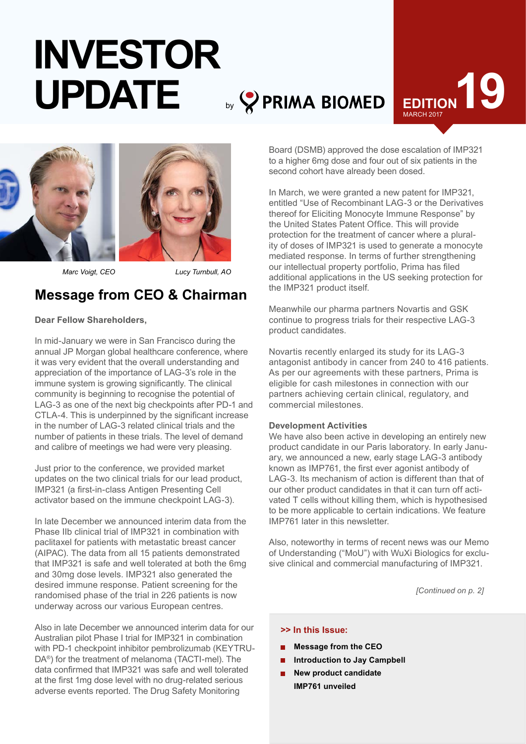# INVESTOR UPDATE

by PRIMA BIOMED

EDITION 19
MARCH 2017

*Marc Voigt, CEO* *Lucy Turnbull, AO*

## Message from CEO & Chairman

**Dear Fellow Shareholders,**

In mid-January we were in San Francisco during the annual JP Morgan global healthcare conference, where it was very evident that the overall understanding and appreciation of the importance of LAG-3's role in the immune system is growing significantly. The clinical community is beginning to recognise the potential of LAG-3 as one of the next big checkpoints after PD-1 and CTLA-4. This is underpinned by the significant increase in the number of LAG-3 related clinical trials and the number of patients in these trials. The level of demand and calibre of meetings we had were very pleasing.

Just prior to the conference, we provided market updates on the two clinical trials for our lead product, IMP321 (a first-in-class Antigen Presenting Cell activator based on the immune checkpoint LAG-3).

In late December we announced interim data from the Phase IIb clinical trial of IMP321 in combination with paclitaxel for patients with metastatic breast cancer (AIPAC). The data from all 15 patients demonstrated that IMP321 is safe and well tolerated at both the 6mg and 30mg dose levels. IMP321 also generated the desired immune response. Patient screening for the randomised phase of the trial in 226 patients is now underway across our various European centres.

Also in late December we announced interim data for our Australian pilot Phase I trial for IMP321 in combination with PD-1 checkpoint inhibitor pembrolizumab (KEYTRUDA®) for the treatment of melanoma (TACTI-mel). The data confirmed that IMP321 was safe and well tolerated at the first 1mg dose level with no drug-related serious adverse events reported. The Drug Safety Monitoring Board (DSMB) approved the dose escalation of IMP321 to a higher 6mg dose and four out of six patients in the second cohort have already been dosed.

In March, we were granted a new patent for IMP321, entitled "Use of Recombinant LAG-3 or the Derivatives thereof for Eliciting Monocyte Immune Response" by the United States Patent Office. This will provide protection for the treatment of cancer where a plurality of doses of IMP321 is used to generate a monocyte mediated response. In terms of further strengthening our intellectual property portfolio, Prima has filed additional applications in the US seeking protection for the IMP321 product itself.

Meanwhile our pharma partners Novartis and GSK continue to progress trials for their respective LAG-3 product candidates.

Novartis recently enlarged its study for its LAG-3 antagonist antibody in cancer from 240 to 416 patients. As per our agreements with these partners, Prima is eligible for cash milestones in connection with our partners achieving certain clinical, regulatory, and commercial milestones.

**Development Activities**

We have also been active in developing an entirely new product candidate in our Paris laboratory. In early January, we announced a new, early stage LAG-3 antibody known as IMP761, the first ever agonist antibody of LAG-3. Its mechanism of action is different than that of our other product candidates in that it can turn off activated T cells without killing them, which is hypothesised to be more applicable to certain indications. We feature IMP761 later in this newsletter.

Also, noteworthy in terms of recent news was our Memo of Understanding ("MoU") with WuXi Biologics for exclusive clinical and commercial manufacturing of IMP321.

*[Continued on p. 2]*

**>> In this Issue:**

- **Message from the CEO**
- **Introduction to Jay Campbell**
- **New product candidate IMP761 unveiled**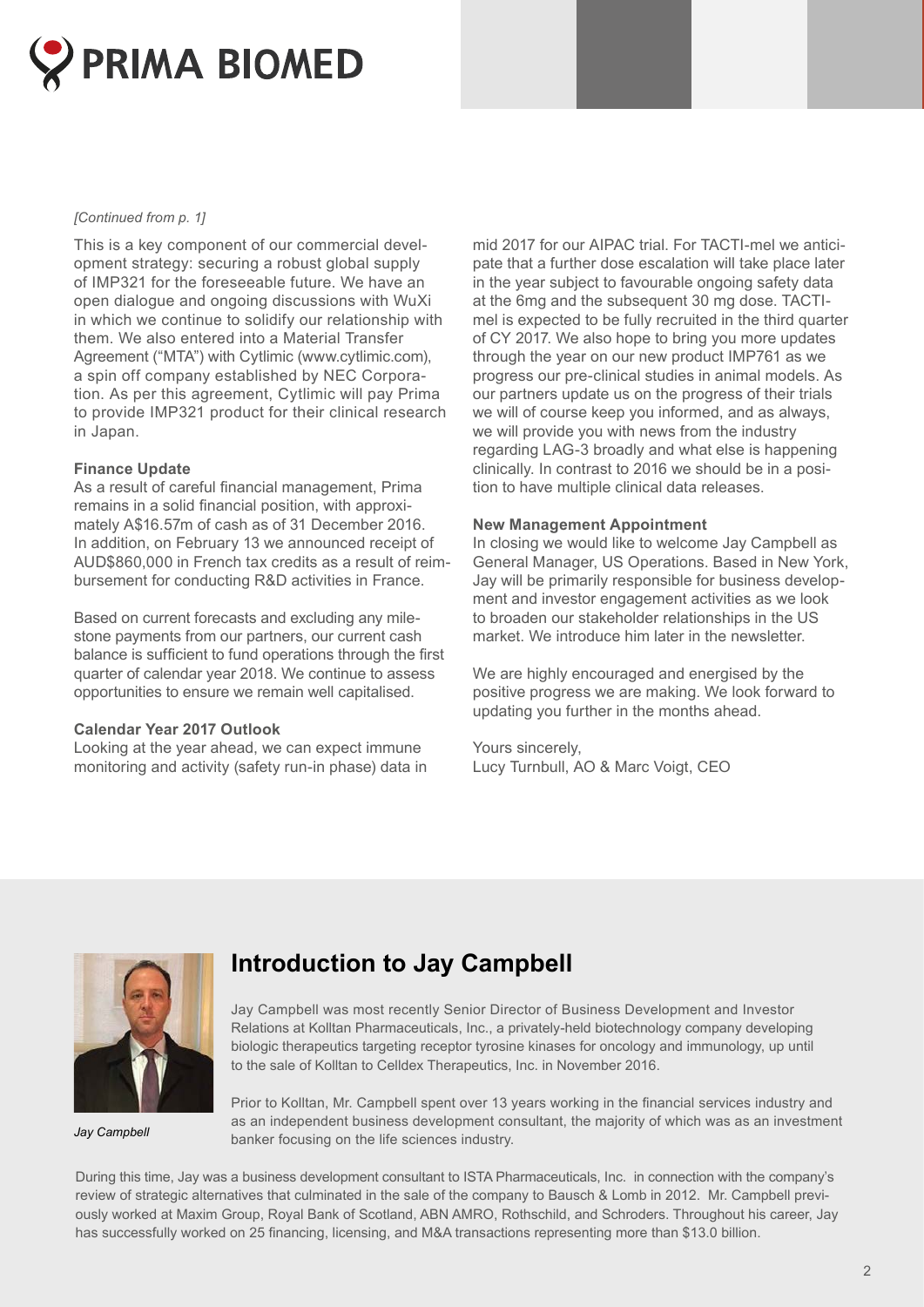*[Continued from p. 1]*

This is a key component of our commercial development strategy: securing a robust global supply of IMP321 for the foreseeable future. We have an open dialogue and ongoing discussions with WuXi in which we continue to solidify our relationship with them. We also entered into a Material Transfer Agreement ("MTA") with Cytlimic (www.cytlimic.com), a spin off company established by NEC Corporation. As per this agreement, Cytlimic will pay Prima to provide IMP321 product for their clinical research in Japan.

**Finance Update**

As a result of careful financial management, Prima remains in a solid financial position, with approximately A$16.57m of cash as of 31 December 2016. In addition, on February 13 we announced receipt of AUD$860,000 in French tax credits as a result of reimbursement for conducting R&D activities in France.

Based on current forecasts and excluding any milestone payments from our partners, our current cash balance is sufficient to fund operations through the first quarter of calendar year 2018. We continue to assess opportunities to ensure we remain well capitalised.

**Calendar Year 2017 Outlook**

Looking at the year ahead, we can expect immune monitoring and activity (safety run-in phase) data in mid 2017 for our AIPAC trial. For TACTI-mel we anticipate that a further dose escalation will take place later in the year subject to favourable ongoing safety data at the 6mg and the subsequent 30 mg dose. TACTI-mel is expected to be fully recruited in the third quarter of CY 2017. We also hope to bring you more updates through the year on our new product IMP761 as we progress our pre-clinical studies in animal models. As our partners update us on the progress of their trials we will of course keep you informed, and as always, we will provide you with news from the industry regarding LAG-3 broadly and what else is happening clinically. In contrast to 2016 we should be in a position to have multiple clinical data releases.

**New Management Appointment**

In closing we would like to welcome Jay Campbell as General Manager, US Operations. Based in New York, Jay will be primarily responsible for business development and investor engagement activities as we look to broaden our stakeholder relationships in the US market. We introduce him later in the newsletter.

We are highly encouraged and energised by the positive progress we are making. We look forward to updating you further in the months ahead.

Yours sincerely,
Lucy Turnbull, AO & Marc Voigt, CEO

## Introduction to Jay Campbell

*Jay Campbell*

Jay Campbell was most recently Senior Director of Business Development and Investor Relations at Kolltan Pharmaceuticals, Inc., a privately-held biotechnology company developing biologic therapeutics targeting receptor tyrosine kinases for oncology and immunology, up until to the sale of Kolltan to Celldex Therapeutics, Inc. in November 2016.

Prior to Kolltan, Mr. Campbell spent over 13 years working in the financial services industry and as an independent business development consultant, the majority of which was as an investment banker focusing on the life sciences industry.

During this time, Jay was a business development consultant to ISTA Pharmaceuticals, Inc. in connection with the company's review of strategic alternatives that culminated in the sale of the company to Bausch & Lomb in 2012. Mr. Campbell previously worked at Maxim Group, Royal Bank of Scotland, ABN AMRO, Rothschild, and Schroders. Throughout his career, Jay has successfully worked on 25 financing, licensing, and M&A transactions representing more than $13.0 billion.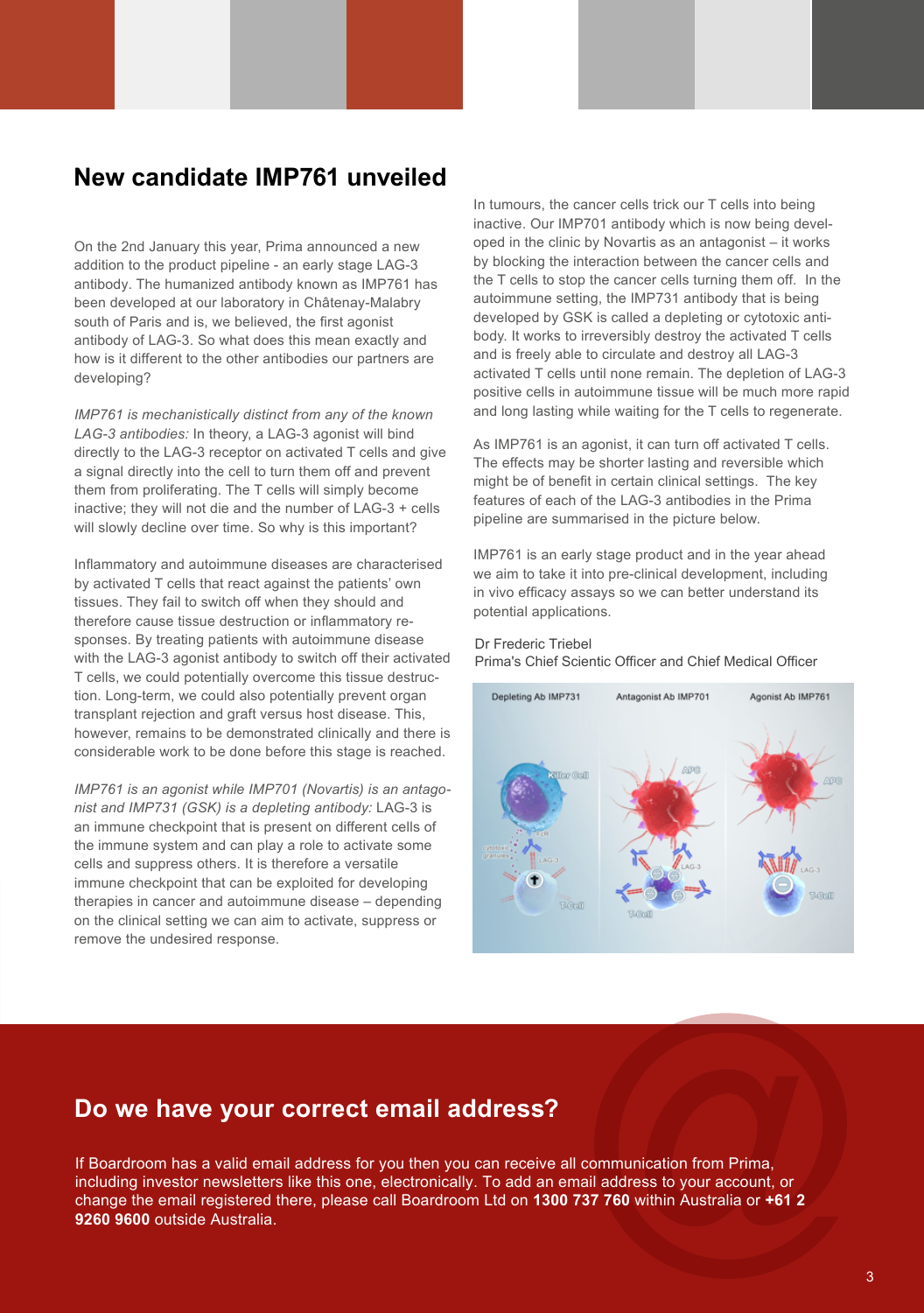## New candidate IMP761 unveiled

On the 2nd January this year, Prima announced a new addition to the product pipeline - an early stage LAG-3 antibody. The humanized antibody known as IMP761 has been developed at our laboratory in Châtenay-Malabry south of Paris and is, we believed, the first agonist antibody of LAG-3. So what does this mean exactly and how is it different to the other antibodies our partners are developing?

*IMP761 is mechanistically distinct from any of the known LAG-3 antibodies:* In theory, a LAG-3 agonist will bind directly to the LAG-3 receptor on activated T cells and give a signal directly into the cell to turn them off and prevent them from proliferating. The T cells will simply become inactive; they will not die and the number of LAG-3 + cells will slowly decline over time. So why is this important?

Inflammatory and autoimmune diseases are characterised by activated T cells that react against the patients' own tissues. They fail to switch off when they should and therefore cause tissue destruction or inflammatory responses. By treating patients with autoimmune disease with the LAG-3 agonist antibody to switch off their activated T cells, we could potentially overcome this tissue destruction. Long-term, we could also potentially prevent organ transplant rejection and graft versus host disease. This, however, remains to be demonstrated clinically and there is considerable work to be done before this stage is reached.

*IMP761 is an agonist while IMP701 (Novartis) is an antagonist and IMP731 (GSK) is a depleting antibody:* LAG-3 is an immune checkpoint that is present on different cells of the immune system and can play a role to activate some cells and suppress others. It is therefore a versatile immune checkpoint that can be exploited for developing therapies in cancer and autoimmune disease – depending on the clinical setting we can aim to activate, suppress or remove the undesired response.

In tumours, the cancer cells trick our T cells into being inactive. Our IMP701 antibody which is now being developed in the clinic by Novartis as an antagonist – it works by blocking the interaction between the cancer cells and the T cells to stop the cancer cells turning them off. In the autoimmune setting, the IMP731 antibody that is being developed by GSK is called a depleting or cytotoxic antibody. It works to irreversibly destroy the activated T cells and is freely able to circulate and destroy all LAG-3 activated T cells until none remain. The depletion of LAG-3 positive cells in autoimmune tissue will be much more rapid and long lasting while waiting for the T cells to regenerate.

As IMP761 is an agonist, it can turn off activated T cells. The effects may be shorter lasting and reversible which might be of benefit in certain clinical settings. The key features of each of the LAG-3 antibodies in the Prima pipeline are summarised in the picture below.

IMP761 is an early stage product and in the year ahead we aim to take it into pre-clinical development, including in vivo efficacy assays so we can better understand its potential applications.

Dr Frederic Triebel
Prima's Chief Scientic Officer and Chief Medical Officer

## Do we have your correct email address?

If Boardroom has a valid email address for you then you can receive all communication from Prima, including investor newsletters like this one, electronically. To add an email address to your account, or change the email registered there, please call Boardroom Ltd on **1300 737 760** within Australia or **+61 2 9260 9600** outside Australia.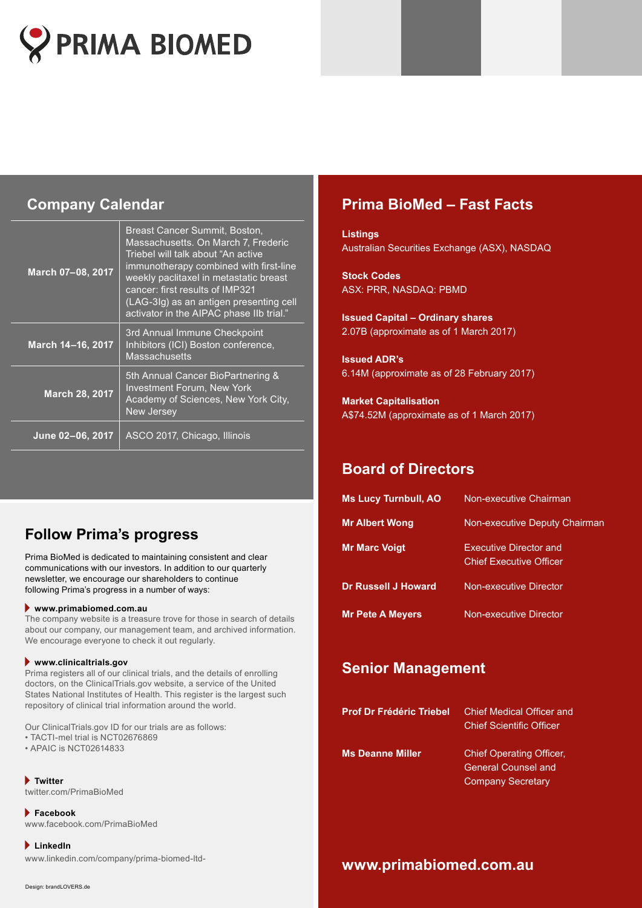# PRIMA BIOMED

## Company Calendar

| | |
|---|---|
| **March 07–08, 2017** | Breast Cancer Summit, Boston, Massachusetts. On March 7, Frederic Triebel will talk about "An active immunotherapy combined with first-line weekly paclitaxel in metastatic breast cancer: first results of IMP321 (LAG-3Ig) as an antigen presenting cell activator in the AIPAC phase IIb trial." |
| **March 14–16, 2017** | 3rd Annual Immune Checkpoint Inhibitors (ICI) Boston conference, Massachusetts |
| **March 28, 2017** | 5th Annual Cancer BioPartnering & Investment Forum, New York Academy of Sciences, New York City, New Jersey |
| **June 02–06, 2017** | ASCO 2017, Chicago, Illinois |

## Follow Prima's progress

Prima BioMed is dedicated to maintaining consistent and clear communications with our investors. In addition to our quarterly newsletter, we encourage our shareholders to continue following Prima's progress in a number of ways:

**www.primabiomed.com.au**
The company website is a treasure trove for those in search of details about our company, our management team, and archived information. We encourage everyone to check it out regularly.

**www.clinicaltrials.gov**
Prima registers all of our clinical trials, and the details of enrolling doctors, on the ClinicalTrials.gov website, a service of the United States National Institutes of Health. This register is the largest such repository of clinical trial information around the world.

Our ClinicalTrials.gov ID for our trials are as follows:
- TACTI-mel trial is NCT02676869
- APAIC is NCT02614833

**Twitter**
twitter.com/PrimaBioMed

**Facebook**
www.facebook.com/PrimaBioMed

**LinkedIn**
www.linkedin.com/company/prima-biomed-ltd-

Design: brandLOVERS.de

## Prima BioMed – Fast Facts

**Listings**
Australian Securities Exchange (ASX), NASDAQ

**Stock Codes**
ASX: PRR, NASDAQ: PBMD

**Issued Capital – Ordinary shares**
2.07B (approximate as of 1 March 2017)

**Issued ADR's**
6.14M (approximate as of 28 February 2017)

**Market Capitalisation**
A$74.52M (approximate as of 1 March 2017)

## Board of Directors

| | |
|---|---|
| **Ms Lucy Turnbull, AO** | Non-executive Chairman |
| **Mr Albert Wong** | Non-executive Deputy Chairman |
| **Mr Marc Voigt** | Executive Director and Chief Executive Officer |
| **Dr Russell J Howard** | Non-executive Director |
| **Mr Pete A Meyers** | Non-executive Director |

## Senior Management

| | |
|---|---|
| **Prof Dr Frédéric Triebel** | Chief Medical Officer and Chief Scientific Officer |
| **Ms Deanne Miller** | Chief Operating Officer, General Counsel and Company Secretary |

**www.primabiomed.com.au**